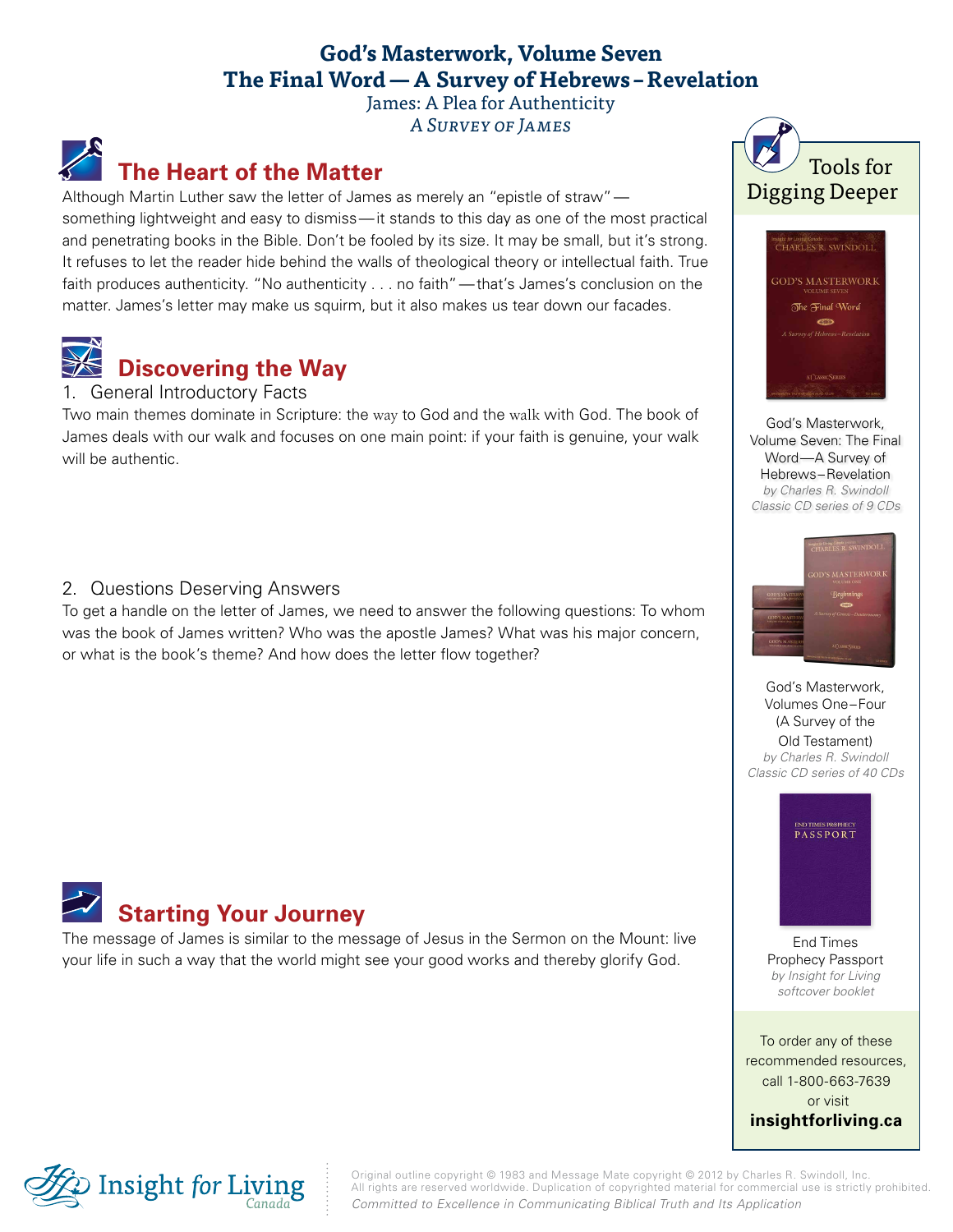# God's Masterwork, Volume Seven
# The Final Word — A Survey of Hebrews–Revelation

James: A Plea for Authenticity

*A Survey of James*

## The Heart of the Matter

Although Martin Luther saw the letter of James as merely an "epistle of straw"—something lightweight and easy to dismiss—it stands to this day as one of the most practical and penetrating books in the Bible. Don't be fooled by its size. It may be small, but it's strong. It refuses to let the reader hide behind the walls of theological theory or intellectual faith. True faith produces authenticity. "No authenticity . . . no faith"—that's James's conclusion on the matter. James's letter may make us squirm, but it also makes us tear down our facades.

## Discovering the Way

1. General Introductory Facts

Two main themes dominate in Scripture: the way to God and the walk with God. The book of James deals with our walk and focuses on one main point: if your faith is genuine, your walk will be authentic.

2. Questions Deserving Answers

To get a handle on the letter of James, we need to answer the following questions: To whom was the book of James written? Who was the apostle James? What was his major concern, or what is the book's theme? And how does the letter flow together?

## Starting Your Journey

The message of James is similar to the message of Jesus in the Sermon on the Mount: live your life in such a way that the world might see your good works and thereby glorify God.

## Tools for Digging Deeper

God's Masterwork, Volume Seven: The Final Word—A Survey of Hebrews–Revelation
*by Charles R. Swindoll*
*Classic CD series of 9 CDs*

God's Masterwork, Volumes One–Four (A Survey of the Old Testament)
*by Charles R. Swindoll*
*Classic CD series of 40 CDs*

End Times Prophecy Passport
*by Insight for Living*
*softcover booklet*

To order any of these recommended resources, call 1-800-663-7639 or visit **insightforliving.ca**

Insight for Living Canada

Original outline copyright © 1983 and Message Mate copyright © 2012 by Charles R. Swindoll, Inc. All rights are reserved worldwide. Duplication of copyrighted material for commercial use is strictly prohibited.

*Committed to Excellence in Communicating Biblical Truth and Its Application*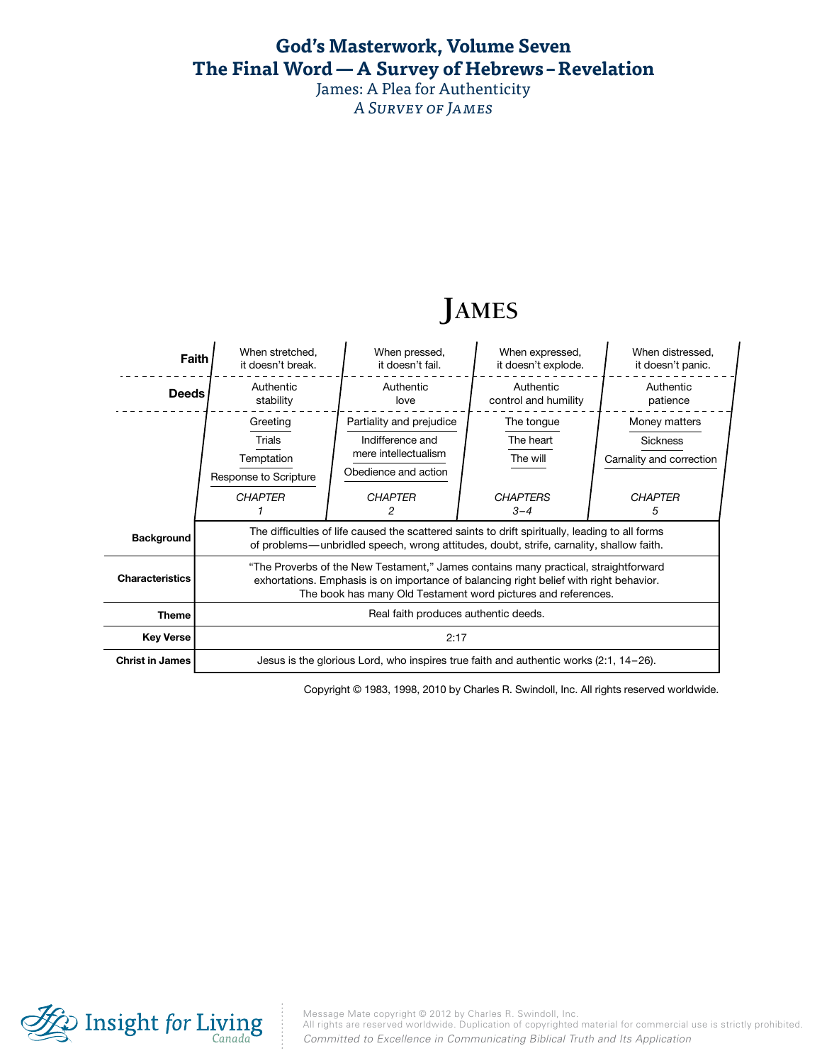# God's Masterwork, Volume Seven
# The Final Word — A Survey of Hebrews–Revelation

James: A Plea for Authenticity

*A Survey of James*

## James

| | | | | |
|---|---|---|---|---|
| **Faith** | When stretched, it doesn't break. | When pressed, it doesn't fail. | When expressed, it doesn't explode. | When distressed, it doesn't panic. |
| **Deeds** | Authentic stability | Authentic love | Authentic control and humility | Authentic patience |
| | Greeting<br>Trials<br>Temptation<br>Response to Scripture | Partiality and prejudice<br>Indifference and mere intellectualism<br>Obedience and action | The tongue<br>The heart<br>The will | Money matters<br>Sickness<br>Carnality and correction |
| | *CHAPTER 1* | *CHAPTER 2* | *CHAPTERS 3–4* | *CHAPTER 5* |

| | |
|---|---|
| **Background** | The difficulties of life caused the scattered saints to drift spiritually, leading to all forms of problems—unbridled speech, wrong attitudes, doubt, strife, carnality, shallow faith. |
| **Characteristics** | "The Proverbs of the New Testament," James contains many practical, straightforward exhortations. Emphasis is on importance of balancing right belief with right behavior. The book has many Old Testament word pictures and references. |
| **Theme** | Real faith produces authentic deeds. |
| **Key Verse** | 2:17 |
| **Christ in James** | Jesus is the glorious Lord, who inspires true faith and authentic works (2:1, 14–26). |

Copyright © 1983, 1998, 2010 by Charles R. Swindoll, Inc. All rights reserved worldwide.

Insight for Living Canada

Message Mate copyright © 2012 by Charles R. Swindoll, Inc.
All rights are reserved worldwide. Duplication of copyrighted material for commercial use is strictly prohibited.
*Committed to Excellence in Communicating Biblical Truth and Its Application*